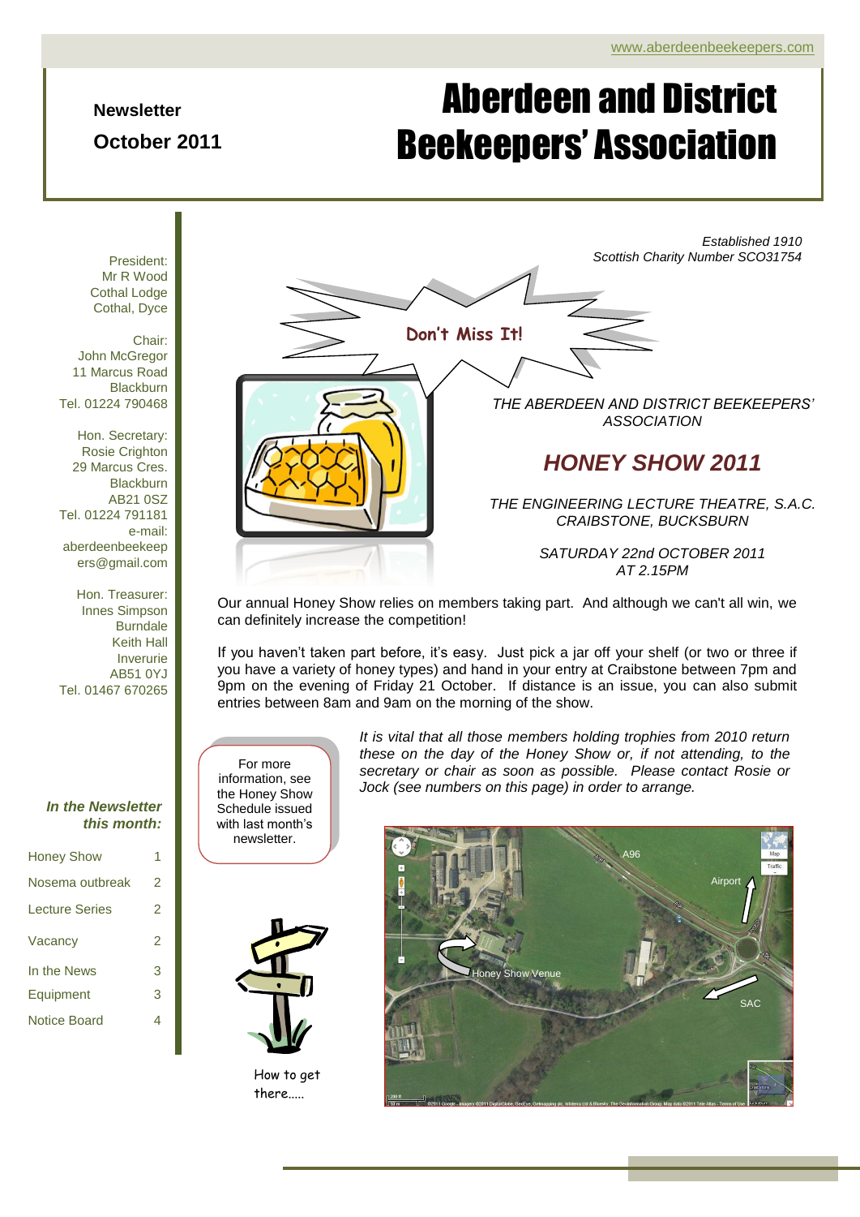www.aberdeenbeekeepers.com

**Newsletter**

**October 2011**

# Aberdeen and District Beekeepers' Association

*Established 1910*
*Scottish Charity Number SCO31754*

President:
Mr R Wood
Cothal Lodge
Cothal, Dyce

Chair:
John McGregor
11 Marcus Road
Blackburn
Tel. 01224 790468

Hon. Secretary:
Rosie Crighton
29 Marcus Cres.
Blackburn
AB21 0SZ
Tel. 01224 791181
e-mail:
aberdeenbeekeepers@gmail.com

Hon. Treasurer:
Innes Simpson
Burndale
Keith Hall
Inverurie
AB51 0YJ
Tel. 01467 670265

***In the Newsletter this month:***

| | |
|---|---|
| Honey Show | 1 |
| Nosema outbreak | 2 |
| Lecture Series | 2 |
| Vacancy | 2 |
| In the News | 3 |
| Equipment | 3 |
| Notice Board | 4 |

**Don't Miss It!**

*THE ABERDEEN AND DISTRICT BEEKEEPERS' ASSOCIATION*

## *HONEY SHOW 2011*

*THE ENGINEERING LECTURE THEATRE, S.A.C. CRAIBSTONE, BUCKSBURN*

*SATURDAY 22nd OCTOBER 2011*
*AT 2.15PM*

Our annual Honey Show relies on members taking part. And although we can't all win, we can definitely increase the competition!

If you haven't taken part before, it's easy. Just pick a jar off your shelf (or two or three if you have a variety of honey types) and hand in your entry at Craibstone between 7pm and 9pm on the evening of Friday 21 October. If distance is an issue, you can also submit entries between 8am and 9am on the morning of the show.

For more information, see the Honey Show Schedule issued with last month's newsletter.

*It is vital that all those members holding trophies from 2010 return these on the day of the Honey Show or, if not attending, to the secretary or chair as soon as possible. Please contact Rosie or Jock (see numbers on this page) in order to arrange.*

How to get there.....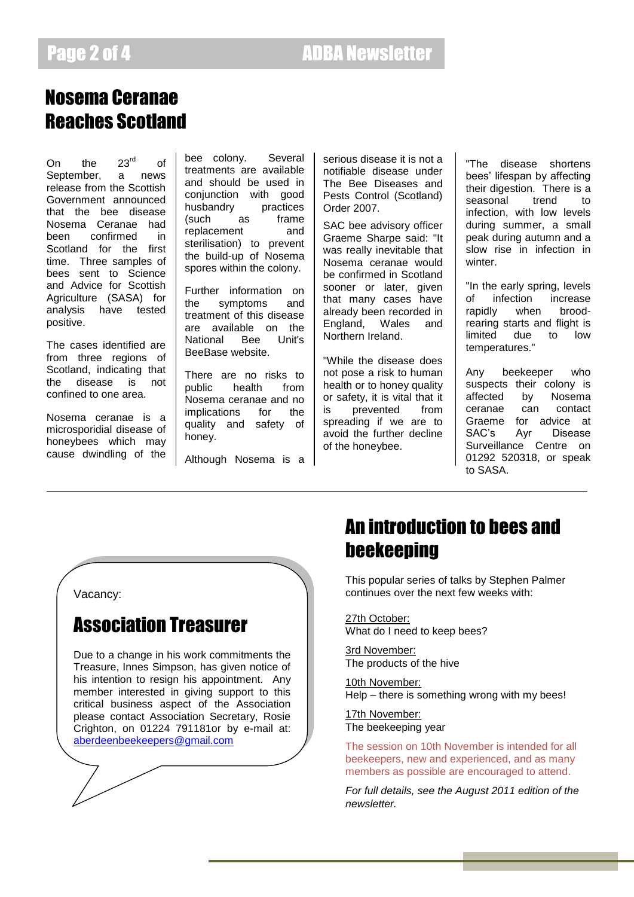# Nosema Ceranae Reaches Scotland

On the 23rd of September, a news release from the Scottish Government announced that the bee disease Nosema Ceranae had been confirmed in Scotland for the first time. Three samples of bees sent to Science and Advice for Scottish Agriculture (SASA) for analysis have tested positive.

The cases identified are from three regions of Scotland, indicating that the disease is not confined to one area.

Nosema ceranae is a microsporidial disease of honeybees which may cause dwindling of the bee colony. Several treatments are available and should be used in conjunction with good husbandry practices (such as frame replacement and sterilisation) to prevent the build-up of Nosema spores within the colony.

Further information on the symptoms and treatment of this disease are available on the National Bee Unit's BeeBase website.

There are no risks to public health from Nosema ceranae and no implications for the quality and safety of honey.

Although Nosema is a serious disease it is not a notifiable disease under The Bee Diseases and Pests Control (Scotland) Order 2007.

SAC bee advisory officer Graeme Sharpe said: "It was really inevitable that Nosema ceranae would be confirmed in Scotland sooner or later, given that many cases have already been recorded in England, Wales and Northern Ireland.

"While the disease does not pose a risk to human health or to honey quality or safety, it is vital that it is prevented from spreading if we are to avoid the further decline of the honeybee.

"The disease shortens bees' lifespan by affecting their digestion. There is a seasonal trend to infection, with low levels during summer, a small peak during autumn and a slow rise in infection in winter.

"In the early spring, levels of infection increase rapidly when brood-rearing starts and flight is limited due to low temperatures."

Any beekeeper who suspects their colony is affected by Nosema ceranae can contact Graeme for advice at SAC's Ayr Disease Surveillance Centre on 01292 520318, or speak to SASA.

---

Vacancy:

## Association Treasurer

Due to a change in his work commitments the Treasure, Innes Simpson, has given notice of his intention to resign his appointment. Any member interested in giving support to this critical business aspect of the Association please contact Association Secretary, Rosie Crighton, on 01224 791181or by e-mail at: aberdeenbeekeepers@gmail.com

# An introduction to bees and beekeeping

This popular series of talks by Stephen Palmer continues over the next few weeks with:

27th October:
What do I need to keep bees?

3rd November:
The products of the hive

10th November:
Help – there is something wrong with my bees!

17th November:
The beekeeping year

The session on 10th November is intended for all beekeepers, new and experienced, and as many members as possible are encouraged to attend.

*For full details, see the August 2011 edition of the newsletter.*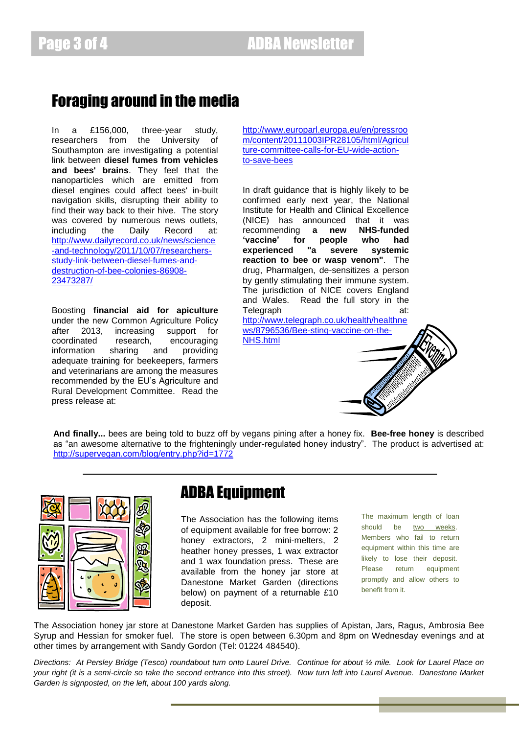## Foraging around in the media

In a £156,000, three-year study, researchers from the University of Southampton are investigating a potential link between **diesel fumes from vehicles and bees' brains**. They feel that the nanoparticles which are emitted from diesel engines could affect bees' in-built navigation skills, disrupting their ability to find their way back to their hive. The story was covered by numerous news outlets, including the Daily Record at: http://www.dailyrecord.co.uk/news/science-and-technology/2011/10/07/researchers-study-link-between-diesel-fumes-and-destruction-of-bee-colonies-86908-23473287/

Boosting **financial aid for apiculture** under the new Common Agriculture Policy after 2013, increasing support for coordinated research, encouraging information sharing and providing adequate training for beekeepers, farmers and veterinarians are among the measures recommended by the EU's Agriculture and Rural Development Committee. Read the press release at: http://www.europarl.europa.eu/en/pressroom/content/20111003IPR28105/html/Agriculture-committee-calls-for-EU-wide-action-to-save-bees

In draft guidance that is highly likely to be confirmed early next year, the National Institute for Health and Clinical Excellence (NICE) has announced that it was recommending **a new NHS-funded 'vaccine' for people who had experienced "a severe systemic reaction to bee or wasp venom"**. The drug, Pharmalgen, de-sensitizes a person by gently stimulating their immune system. The jurisdiction of NICE covers England and Wales. Read the full story in the Telegraph at: http://www.telegraph.co.uk/health/healthnews/8796536/Bee-sting-vaccine-on-the-NHS.html

**And finally...** bees are being told to buzz off by vegans pining after a honey fix. **Bee-free honey** is described as "an awesome alternative to the frighteningly under-regulated honey industry". The product is advertised at: http://supervegan.com/blog/entry.php?id=1772

## ADBA Equipment

The Association has the following items of equipment available for free borrow: 2 honey extractors, 2 mini-melters, 2 heather honey presses, 1 wax extractor and 1 wax foundation press. These are available from the honey jar store at Danestone Market Garden (directions below) on payment of a returnable £10 deposit.

The maximum length of loan should be two weeks. Members who fail to return equipment within this time are likely to lose their deposit. Please return equipment promptly and allow others to benefit from it.

The Association honey jar store at Danestone Market Garden has supplies of Apistan, Jars, Ragus, Ambrosia Bee Syrup and Hessian for smoker fuel. The store is open between 6.30pm and 8pm on Wednesday evenings and at other times by arrangement with Sandy Gordon (Tel: 01224 484540).

*Directions: At Persley Bridge (Tesco) roundabout turn onto Laurel Drive. Continue for about ½ mile. Look for Laurel Place on your right (it is a semi-circle so take the second entrance into this street). Now turn left into Laurel Avenue. Danestone Market Garden is signposted, on the left, about 100 yards along.*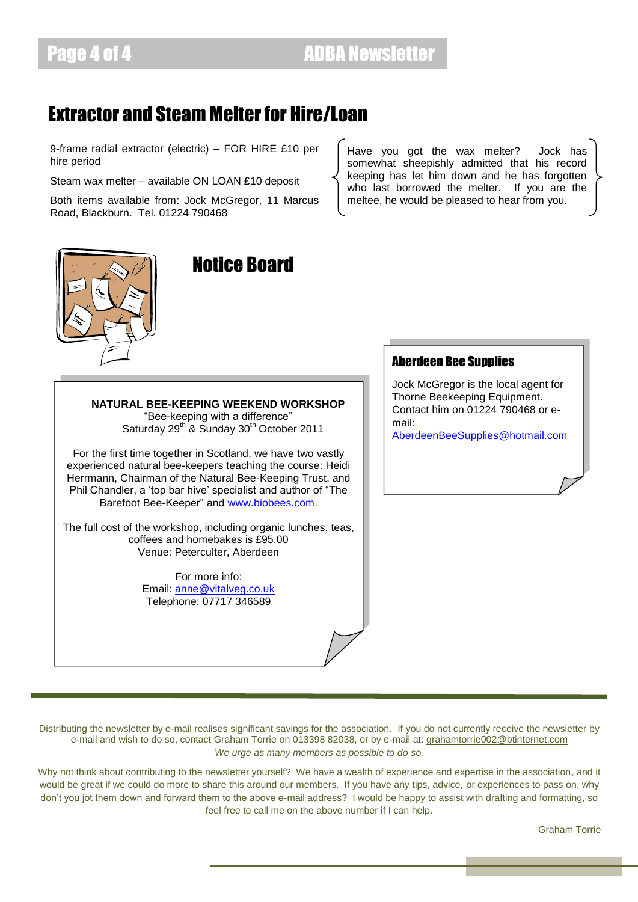## Extractor and Steam Melter for Hire/Loan

9-frame radial extractor (electric) – FOR HIRE £10 per hire period

Steam wax melter – available ON LOAN £10 deposit

Both items available from: Jock McGregor, 11 Marcus Road, Blackburn. Tel. 01224 790468

Have you got the wax melter? Jock has somewhat sheepishly admitted that his record keeping has let him down and he has forgotten who last borrowed the melter. If you are the meltee, he would be pleased to hear from you.

## Notice Board

**NATURAL BEE-KEEPING WEEKEND WORKSHOP**
"Bee-keeping with a difference"
Saturday 29th & Sunday 30th October 2011

For the first time together in Scotland, we have two vastly experienced natural bee-keepers teaching the course: Heidi Herrmann, Chairman of the Natural Bee-Keeping Trust, and Phil Chandler, a 'top bar hive' specialist and author of "The Barefoot Bee-Keeper" and www.biobees.com.

The full cost of the workshop, including organic lunches, teas, coffees and homebakes is £95.00
Venue: Peterculter, Aberdeen

For more info:
Email: anne@vitalveg.co.uk
Telephone: 07717 346589

### Aberdeen Bee Supplies

Jock McGregor is the local agent for Thorne Beekeeping Equipment. Contact him on 01224 790468 or e-mail: AberdeenBeeSupplies@hotmail.com

---

Distributing the newsletter by e-mail realises significant savings for the association. If you do not currently receive the newsletter by e-mail and wish to do so, contact Graham Torrie on 013398 82038, or by e-mail at: grahamtorrie002@btinternet.com
*We urge as many members as possible to do so.*

Why not think about contributing to the newsletter yourself? We have a wealth of experience and expertise in the association, and it would be great if we could do more to share this around our members. If you have any tips, advice, or experiences to pass on, why don't you jot them down and forward them to the above e-mail address? I would be happy to assist with drafting and formatting, so feel free to call me on the above number if I can help.

Graham Torrie